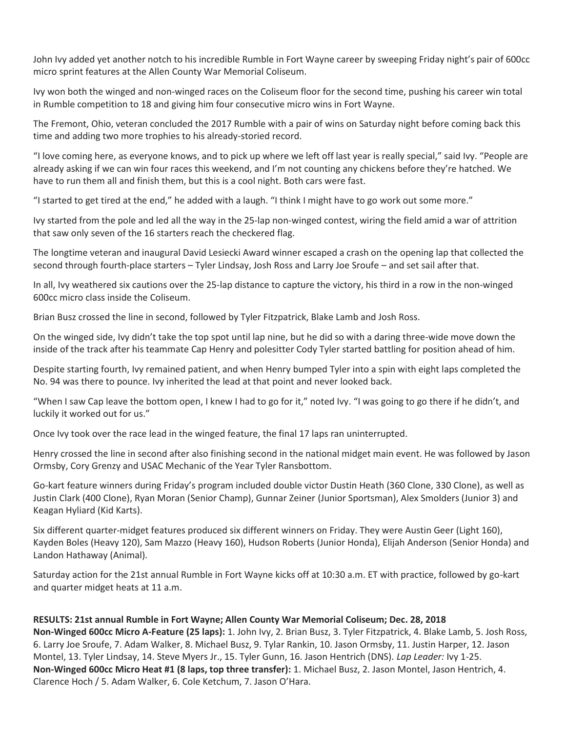John Ivy added yet another notch to his incredible Rumble in Fort Wayne career by sweeping Friday night's pair of 600cc micro sprint features at the Allen County War Memorial Coliseum.

Ivy won both the winged and non-winged races on the Coliseum floor for the second time, pushing his career win total in Rumble competition to 18 and giving him four consecutive micro wins in Fort Wayne.

The Fremont, Ohio, veteran concluded the 2017 Rumble with a pair of wins on Saturday night before coming back this time and adding two more trophies to his already-storied record.

"I love coming here, as everyone knows, and to pick up where we left off last year is really special," said Ivy. "People are already asking if we can win four races this weekend, and I'm not counting any chickens before they're hatched. We have to run them all and finish them, but this is a cool night. Both cars were fast.

"I started to get tired at the end," he added with a laugh. "I think I might have to go work out some more."

Ivy started from the pole and led all the way in the 25-lap non-winged contest, wiring the field amid a war of attrition that saw only seven of the 16 starters reach the checkered flag.

The longtime veteran and inaugural David Lesiecki Award winner escaped a crash on the opening lap that collected the second through fourth-place starters – Tyler Lindsay, Josh Ross and Larry Joe Sroufe – and set sail after that.

In all, Ivy weathered six cautions over the 25-lap distance to capture the victory, his third in a row in the non-winged 600cc micro class inside the Coliseum.

Brian Busz crossed the line in second, followed by Tyler Fitzpatrick, Blake Lamb and Josh Ross.

On the winged side, Ivy didn't take the top spot until lap nine, but he did so with a daring three-wide move down the inside of the track after his teammate Cap Henry and polesitter Cody Tyler started battling for position ahead of him.

Despite starting fourth, Ivy remained patient, and when Henry bumped Tyler into a spin with eight laps completed the No. 94 was there to pounce. Ivy inherited the lead at that point and never looked back.

"When I saw Cap leave the bottom open, I knew I had to go for it," noted Ivy. "I was going to go there if he didn't, and luckily it worked out for us."

Once Ivy took over the race lead in the winged feature, the final 17 laps ran uninterrupted.

Henry crossed the line in second after also finishing second in the national midget main event. He was followed by Jason Ormsby, Cory Grenzy and USAC Mechanic of the Year Tyler Ransbottom.

Go-kart feature winners during Friday's program included double victor Dustin Heath (360 Clone, 330 Clone), as well as Justin Clark (400 Clone), Ryan Moran (Senior Champ), Gunnar Zeiner (Junior Sportsman), Alex Smolders (Junior 3) and Keagan Hyliard (Kid Karts).

Six different quarter-midget features produced six different winners on Friday. They were Austin Geer (Light 160), Kayden Boles (Heavy 120), Sam Mazzo (Heavy 160), Hudson Roberts (Junior Honda), Elijah Anderson (Senior Honda) and Landon Hathaway (Animal).

Saturday action for the 21st annual Rumble in Fort Wayne kicks off at 10:30 a.m. ET with practice, followed by go-kart and quarter midget heats at 11 a.m.

**RESULTS: 21st annual Rumble in Fort Wayne; Allen County War Memorial Coliseum; Dec. 28, 2018**
**Non-Winged 600cc Micro A-Feature (25 laps):** 1. John Ivy, 2. Brian Busz, 3. Tyler Fitzpatrick, 4. Blake Lamb, 5. Josh Ross, 6. Larry Joe Sroufe, 7. Adam Walker, 8. Michael Busz, 9. Tylar Rankin, 10. Jason Ormsby, 11. Justin Harper, 12. Jason Montel, 13. Tyler Lindsay, 14. Steve Myers Jr., 15. Tyler Gunn, 16. Jason Hentrich (DNS). *Lap Leader:* Ivy 1-25.
**Non-Winged 600cc Micro Heat #1 (8 laps, top three transfer):** 1. Michael Busz, 2. Jason Montel, Jason Hentrich, 4. Clarence Hoch / 5. Adam Walker, 6. Cole Ketchum, 7. Jason O'Hara.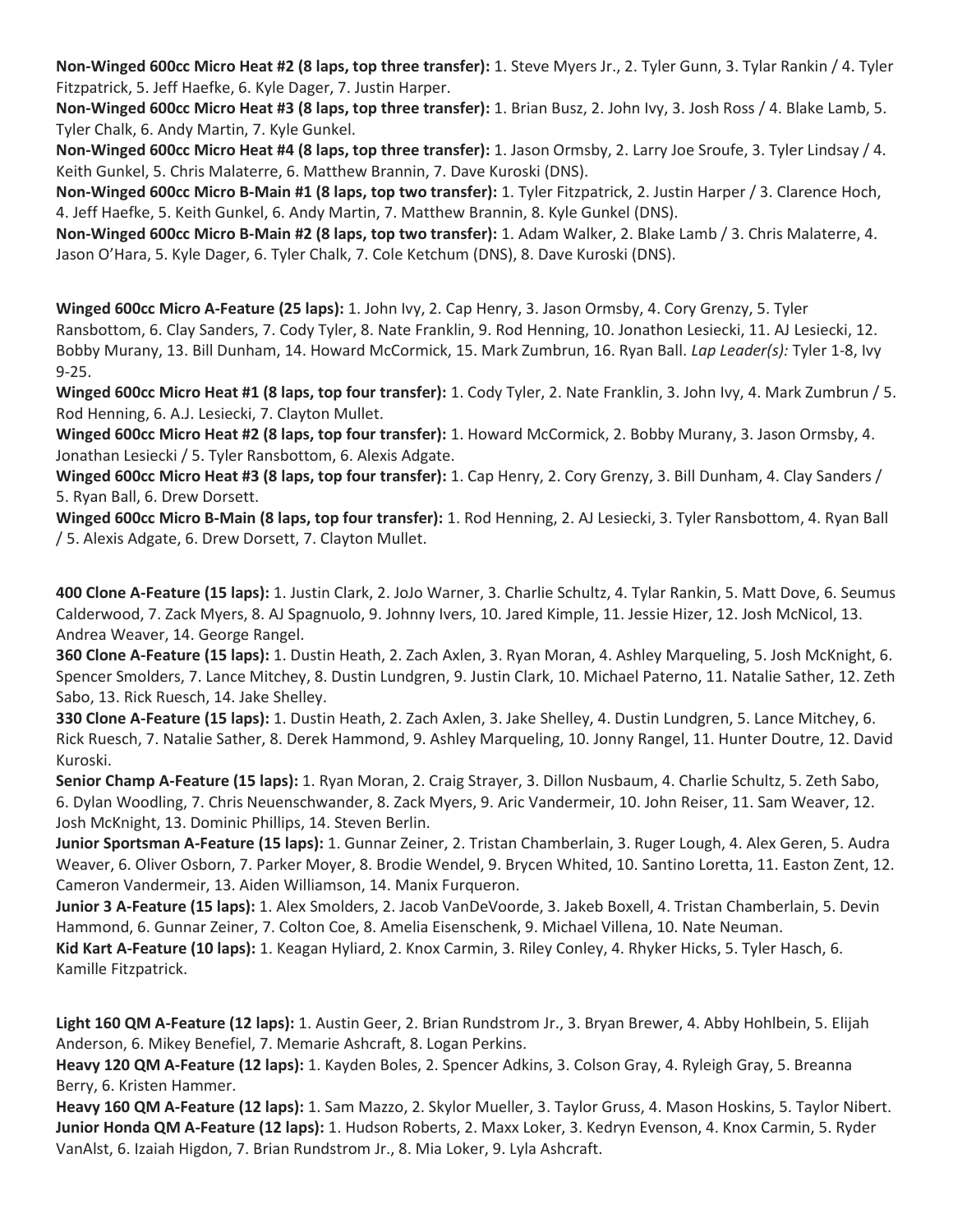**Non-Winged 600cc Micro Heat #2 (8 laps, top three transfer):** 1. Steve Myers Jr., 2. Tyler Gunn, 3. Tylar Rankin / 4. Tyler Fitzpatrick, 5. Jeff Haefke, 6. Kyle Dager, 7. Justin Harper.

**Non-Winged 600cc Micro Heat #3 (8 laps, top three transfer):** 1. Brian Busz, 2. John Ivy, 3. Josh Ross / 4. Blake Lamb, 5. Tyler Chalk, 6. Andy Martin, 7. Kyle Gunkel.

**Non-Winged 600cc Micro Heat #4 (8 laps, top three transfer):** 1. Jason Ormsby, 2. Larry Joe Sroufe, 3. Tyler Lindsay / 4. Keith Gunkel, 5. Chris Malaterre, 6. Matthew Brannin, 7. Dave Kuroski (DNS).

**Non-Winged 600cc Micro B-Main #1 (8 laps, top two transfer):** 1. Tyler Fitzpatrick, 2. Justin Harper / 3. Clarence Hoch, 4. Jeff Haefke, 5. Keith Gunkel, 6. Andy Martin, 7. Matthew Brannin, 8. Kyle Gunkel (DNS).

**Non-Winged 600cc Micro B-Main #2 (8 laps, top two transfer):** 1. Adam Walker, 2. Blake Lamb / 3. Chris Malaterre, 4. Jason O'Hara, 5. Kyle Dager, 6. Tyler Chalk, 7. Cole Ketchum (DNS), 8. Dave Kuroski (DNS).

**Winged 600cc Micro A-Feature (25 laps):** 1. John Ivy, 2. Cap Henry, 3. Jason Ormsby, 4. Cory Grenzy, 5. Tyler Ransbottom, 6. Clay Sanders, 7. Cody Tyler, 8. Nate Franklin, 9. Rod Henning, 10. Jonathon Lesiecki, 11. AJ Lesiecki, 12. Bobby Murany, 13. Bill Dunham, 14. Howard McCormick, 15. Mark Zumbrun, 16. Ryan Ball. *Lap Leader(s):* Tyler 1-8, Ivy 9-25.

**Winged 600cc Micro Heat #1 (8 laps, top four transfer):** 1. Cody Tyler, 2. Nate Franklin, 3. John Ivy, 4. Mark Zumbrun / 5. Rod Henning, 6. A.J. Lesiecki, 7. Clayton Mullet.

**Winged 600cc Micro Heat #2 (8 laps, top four transfer):** 1. Howard McCormick, 2. Bobby Murany, 3. Jason Ormsby, 4. Jonathan Lesiecki / 5. Tyler Ransbottom, 6. Alexis Adgate.

**Winged 600cc Micro Heat #3 (8 laps, top four transfer):** 1. Cap Henry, 2. Cory Grenzy, 3. Bill Dunham, 4. Clay Sanders / 5. Ryan Ball, 6. Drew Dorsett.

**Winged 600cc Micro B-Main (8 laps, top four transfer):** 1. Rod Henning, 2. AJ Lesiecki, 3. Tyler Ransbottom, 4. Ryan Ball / 5. Alexis Adgate, 6. Drew Dorsett, 7. Clayton Mullet.

**400 Clone A-Feature (15 laps):** 1. Justin Clark, 2. JoJo Warner, 3. Charlie Schultz, 4. Tylar Rankin, 5. Matt Dove, 6. Seumus Calderwood, 7. Zack Myers, 8. AJ Spagnuolo, 9. Johnny Ivers, 10. Jared Kimple, 11. Jessie Hizer, 12. Josh McNicol, 13. Andrea Weaver, 14. George Rangel.

**360 Clone A-Feature (15 laps):** 1. Dustin Heath, 2. Zach Axlen, 3. Ryan Moran, 4. Ashley Marqueling, 5. Josh McKnight, 6. Spencer Smolders, 7. Lance Mitchey, 8. Dustin Lundgren, 9. Justin Clark, 10. Michael Paterno, 11. Natalie Sather, 12. Zeth Sabo, 13. Rick Ruesch, 14. Jake Shelley.

**330 Clone A-Feature (15 laps):** 1. Dustin Heath, 2. Zach Axlen, 3. Jake Shelley, 4. Dustin Lundgren, 5. Lance Mitchey, 6. Rick Ruesch, 7. Natalie Sather, 8. Derek Hammond, 9. Ashley Marqueling, 10. Jonny Rangel, 11. Hunter Doutre, 12. David Kuroski.

**Senior Champ A-Feature (15 laps):** 1. Ryan Moran, 2. Craig Strayer, 3. Dillon Nusbaum, 4. Charlie Schultz, 5. Zeth Sabo, 6. Dylan Woodling, 7. Chris Neuenschwander, 8. Zack Myers, 9. Aric Vandermeir, 10. John Reiser, 11. Sam Weaver, 12. Josh McKnight, 13. Dominic Phillips, 14. Steven Berlin.

**Junior Sportsman A-Feature (15 laps):** 1. Gunnar Zeiner, 2. Tristan Chamberlain, 3. Ruger Lough, 4. Alex Geren, 5. Audra Weaver, 6. Oliver Osborn, 7. Parker Moyer, 8. Brodie Wendel, 9. Brycen Whited, 10. Santino Loretta, 11. Easton Zent, 12. Cameron Vandermeir, 13. Aiden Williamson, 14. Manix Furqueron.

**Junior 3 A-Feature (15 laps):** 1. Alex Smolders, 2. Jacob VanDeVoorde, 3. Jakeb Boxell, 4. Tristan Chamberlain, 5. Devin Hammond, 6. Gunnar Zeiner, 7. Colton Coe, 8. Amelia Eisenschenk, 9. Michael Villena, 10. Nate Neuman.

**Kid Kart A-Feature (10 laps):** 1. Keagan Hyliard, 2. Knox Carmin, 3. Riley Conley, 4. Rhyker Hicks, 5. Tyler Hasch, 6. Kamille Fitzpatrick.

**Light 160 QM A-Feature (12 laps):** 1. Austin Geer, 2. Brian Rundstrom Jr., 3. Bryan Brewer, 4. Abby Hohlbein, 5. Elijah Anderson, 6. Mikey Benefiel, 7. Memarie Ashcraft, 8. Logan Perkins.

**Heavy 120 QM A-Feature (12 laps):** 1. Kayden Boles, 2. Spencer Adkins, 3. Colson Gray, 4. Ryleigh Gray, 5. Breanna Berry, 6. Kristen Hammer.

**Heavy 160 QM A-Feature (12 laps):** 1. Sam Mazzo, 2. Skylor Mueller, 3. Taylor Gruss, 4. Mason Hoskins, 5. Taylor Nibert.

**Junior Honda QM A-Feature (12 laps):** 1. Hudson Roberts, 2. Maxx Loker, 3. Kedryn Evenson, 4. Knox Carmin, 5. Ryder VanAlst, 6. Izaiah Higdon, 7. Brian Rundstrom Jr., 8. Mia Loker, 9. Lyla Ashcraft.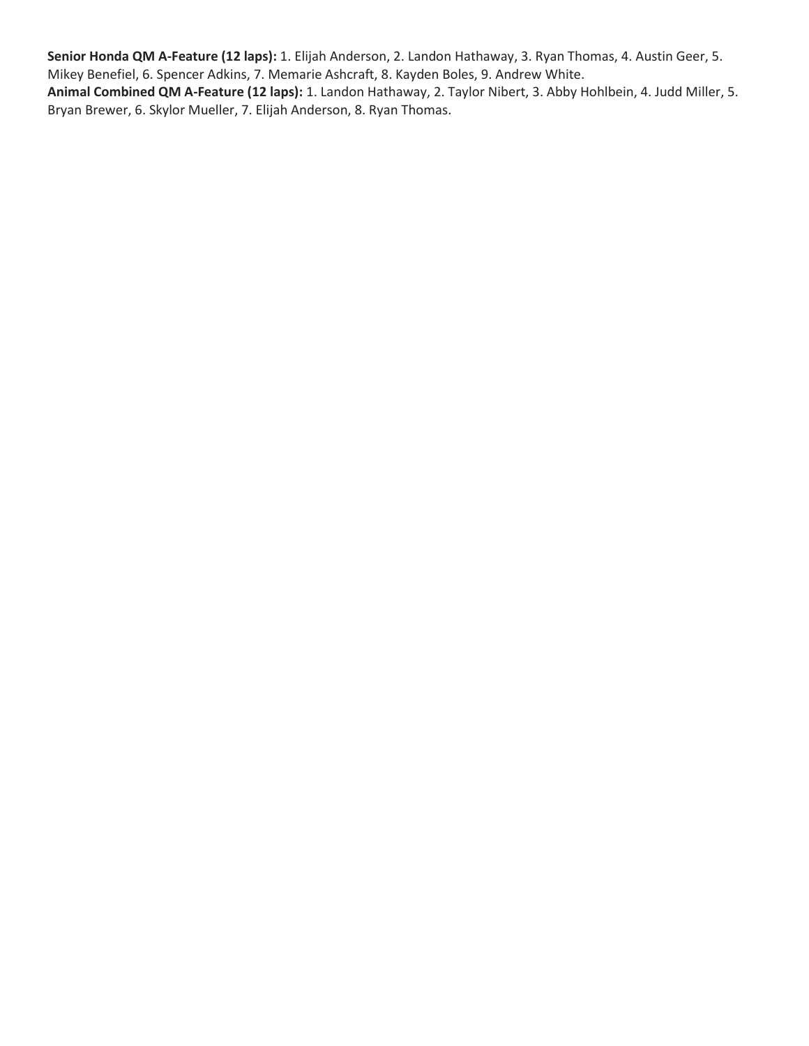**Senior Honda QM A-Feature (12 laps):** 1. Elijah Anderson, 2. Landon Hathaway, 3. Ryan Thomas, 4. Austin Geer, 5. Mikey Benefiel, 6. Spencer Adkins, 7. Memarie Ashcraft, 8. Kayden Boles, 9. Andrew White.

**Animal Combined QM A-Feature (12 laps):** 1. Landon Hathaway, 2. Taylor Nibert, 3. Abby Hohlbein, 4. Judd Miller, 5. Bryan Brewer, 6. Skylor Mueller, 7. Elijah Anderson, 8. Ryan Thomas.